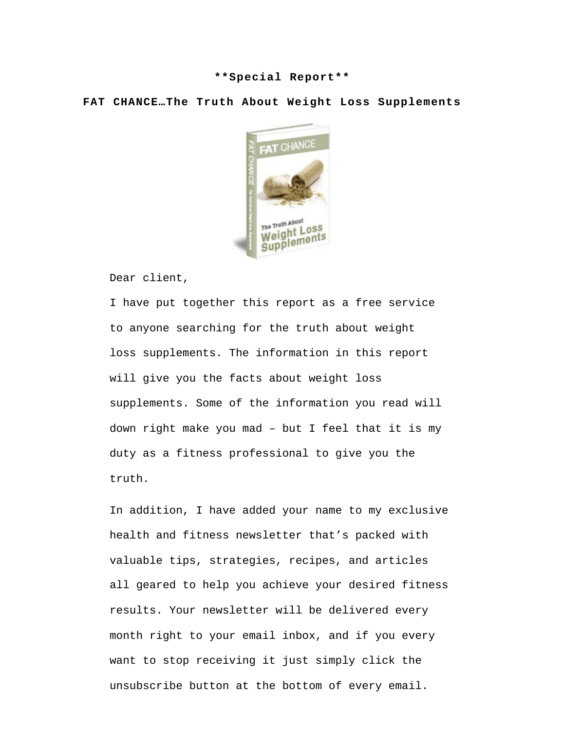**Special Report**

**FAT CHANCE…The Truth About Weight Loss Supplements**

Dear client,

I have put together this report as a free service to anyone searching for the truth about weight loss supplements. The information in this report will give you the facts about weight loss supplements. Some of the information you read will down right make you mad – but I feel that it is my duty as a fitness professional to give you the truth.

In addition, I have added your name to my exclusive health and fitness newsletter that's packed with valuable tips, strategies, recipes, and articles all geared to help you achieve your desired fitness results. Your newsletter will be delivered every month right to your email inbox, and if you every want to stop receiving it just simply click the unsubscribe button at the bottom of every email.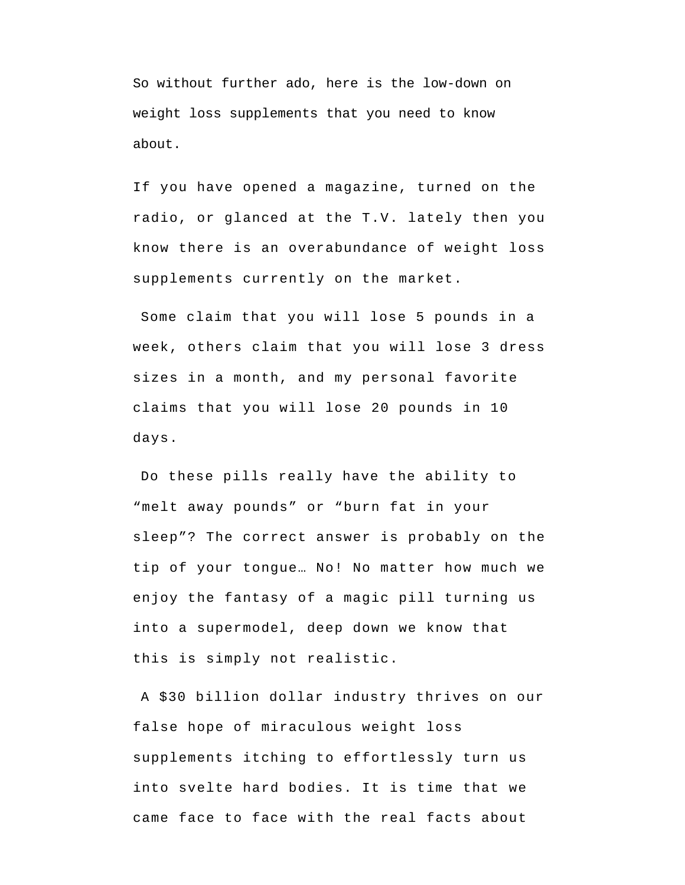So without further ado, here is the low-down on weight loss supplements that you need to know about.

If you have opened a magazine, turned on the radio, or glanced at the T.V. lately then you know there is an overabundance of weight loss supplements currently on the market.

Some claim that you will lose 5 pounds in a week, others claim that you will lose 3 dress sizes in a month, and my personal favorite claims that you will lose 20 pounds in 10 days.

Do these pills really have the ability to "melt away pounds" or "burn fat in your sleep"? The correct answer is probably on the tip of your tongue… No! No matter how much we enjoy the fantasy of a magic pill turning us into a supermodel, deep down we know that this is simply not realistic.

A $30 billion dollar industry thrives on our false hope of miraculous weight loss supplements itching to effortlessly turn us into svelte hard bodies. It is time that we came face to face with the real facts about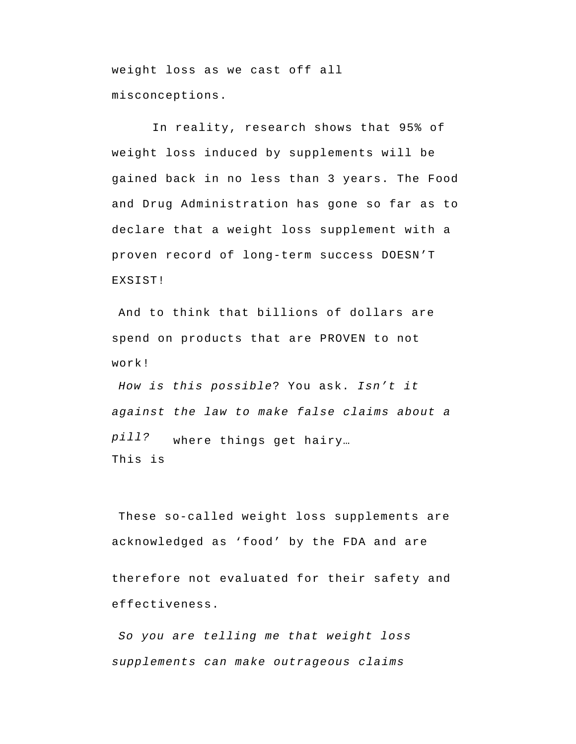weight loss as we cast off all misconceptions.

In reality, research shows that 95% of weight loss induced by supplements will be gained back in no less than 3 years. The Food and Drug Administration has gone so far as to declare that a weight loss supplement with a proven record of long-term success DOESN'T EXSIST!

And to think that billions of dollars are spend on products that are PROVEN to not work!

*How is this possible*? You ask. *Isn't it against the law to make false claims about a pill?* This is where things get hairy…

These so-called weight loss supplements are acknowledged as 'food' by the FDA and are therefore not evaluated for their safety and effectiveness.

*So you are telling me that weight loss supplements can make outrageous claims*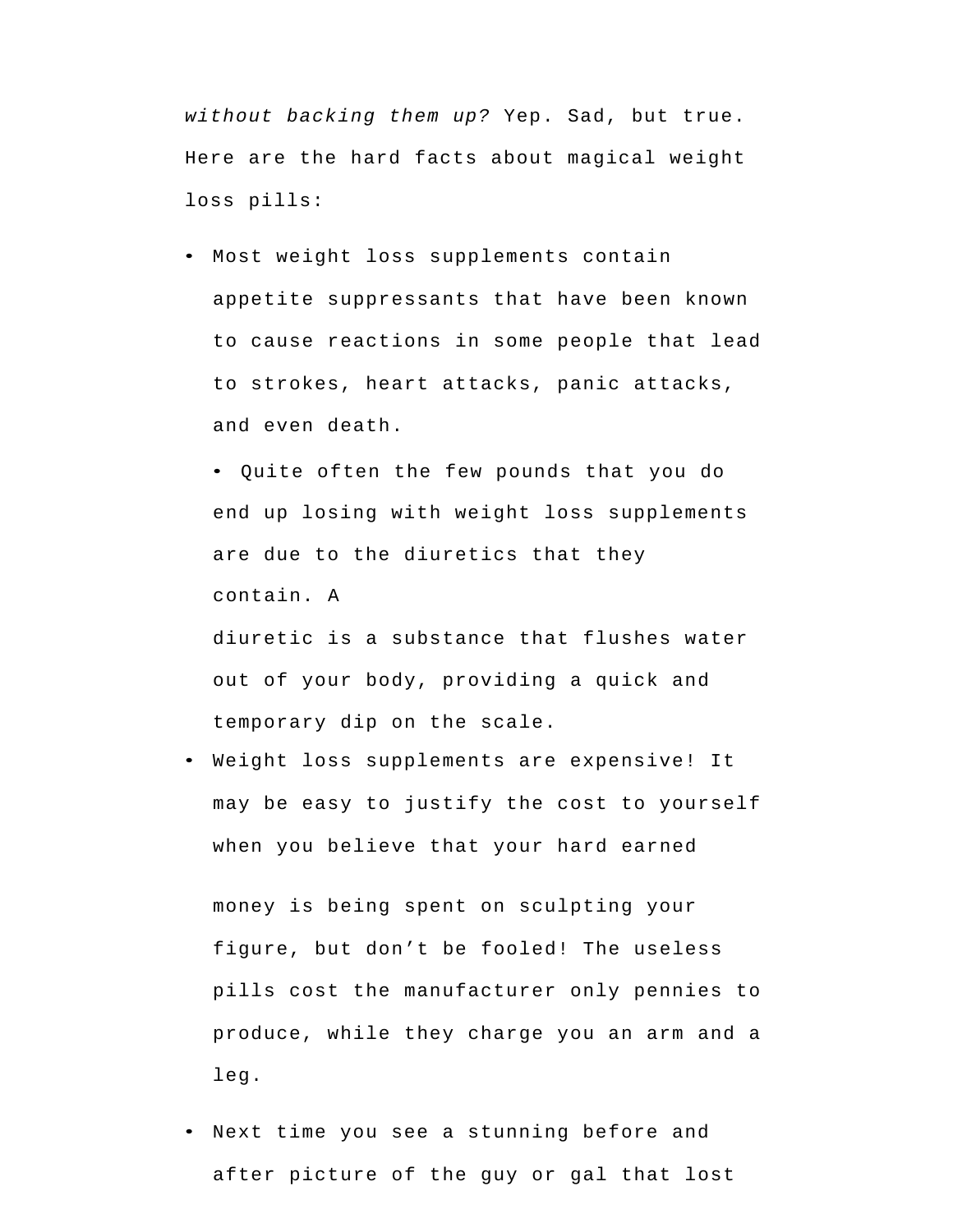*without backing them up?* Yep. Sad, but true. Here are the hard facts about magical weight loss pills:

- Most weight loss supplements contain appetite suppressants that have been known to cause reactions in some people that lead to strokes, heart attacks, panic attacks, and even death.
- Quite often the few pounds that you do end up losing with weight loss supplements are due to the diuretics that they contain. A diuretic is a substance that flushes water out of your body, providing a quick and temporary dip on the scale.
- Weight loss supplements are expensive! It may be easy to justify the cost to yourself when you believe that your hard earned money is being spent on sculpting your figure, but don't be fooled! The useless pills cost the manufacturer only pennies to produce, while they charge you an arm and a leg.
- Next time you see a stunning before and after picture of the guy or gal that lost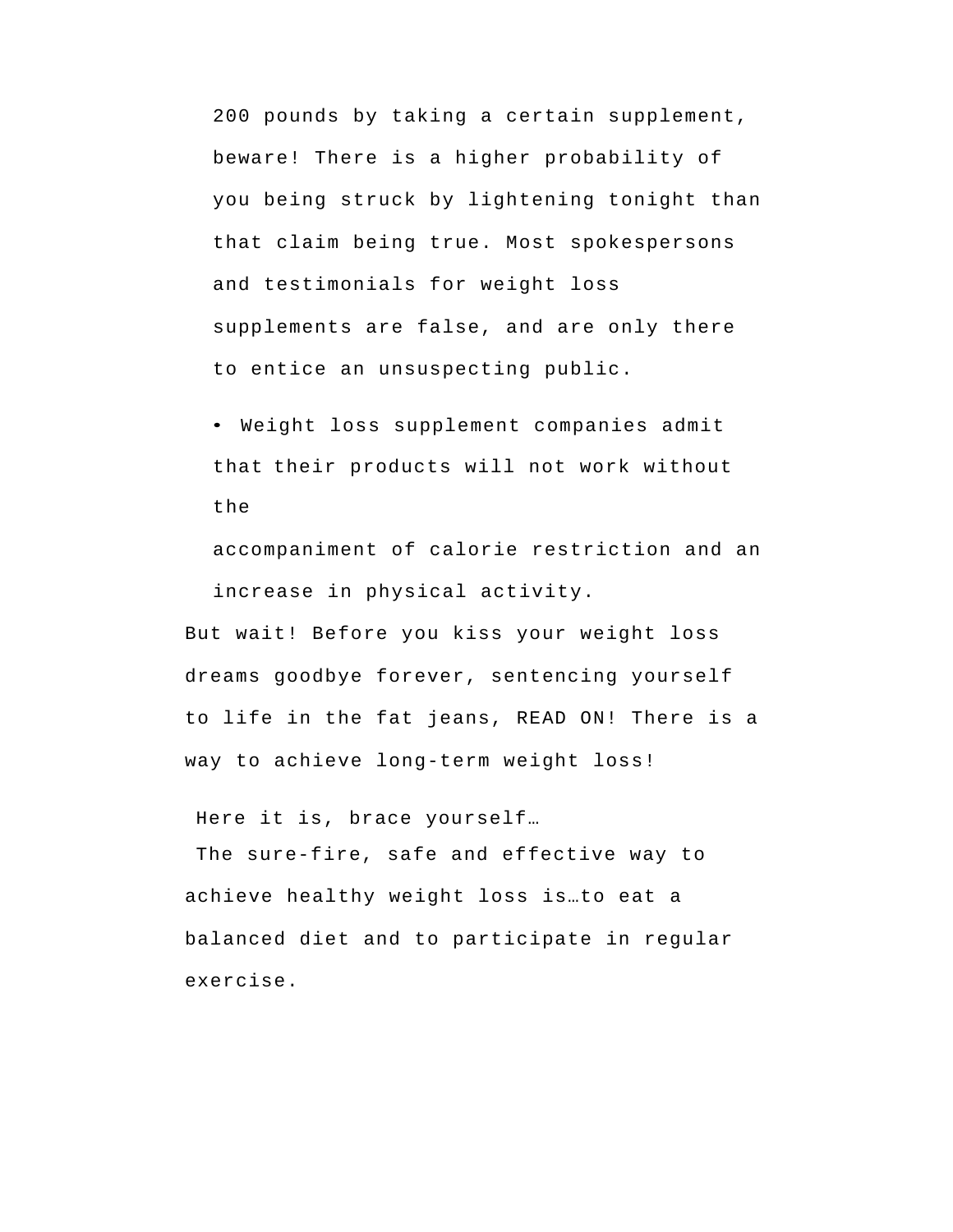200 pounds by taking a certain supplement, beware! There is a higher probability of you being struck by lightening tonight than that claim being true. Most spokespersons and testimonials for weight loss supplements are false, and are only there to entice an unsuspecting public.

- Weight loss supplement companies admit that their products will not work without the accompaniment of calorie restriction and an increase in physical activity.

But wait! Before you kiss your weight loss dreams goodbye forever, sentencing yourself to life in the fat jeans, READ ON! There is a way to achieve long-term weight loss!

Here it is, brace yourself…

The sure-fire, safe and effective way to achieve healthy weight loss is…to eat a balanced diet and to participate in regular exercise.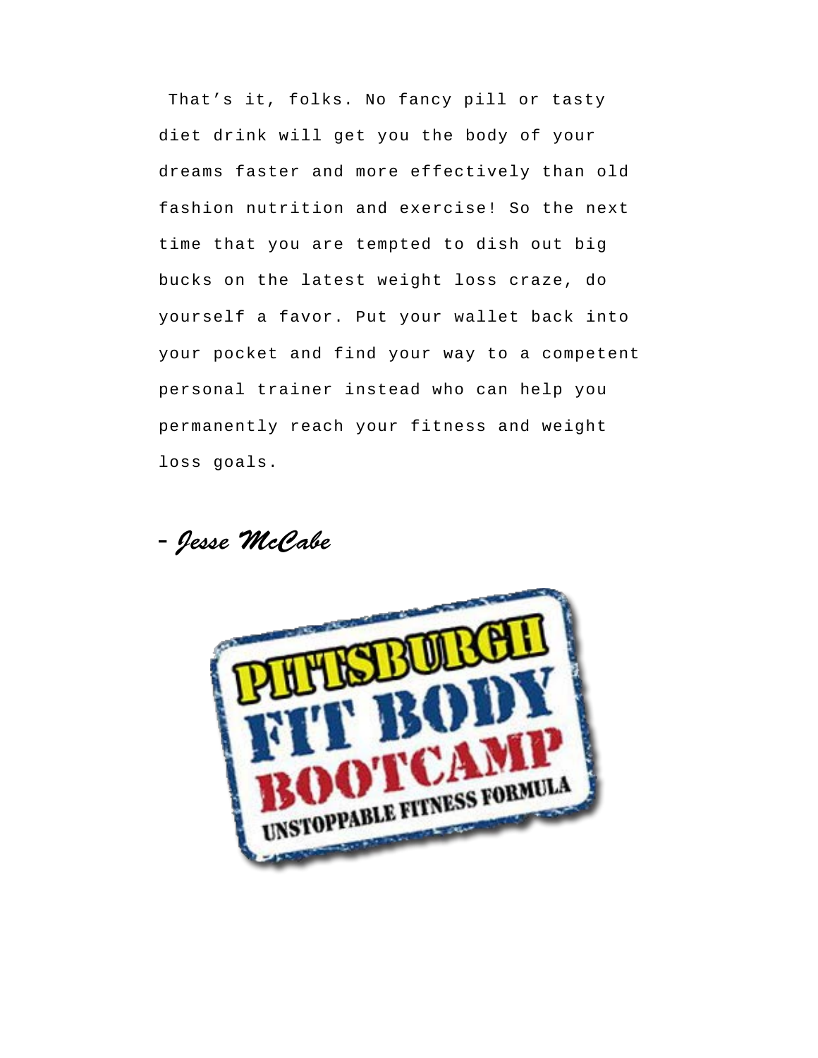That’s it, folks. No fancy pill or tasty diet drink will get you the body of your dreams faster and more effectively than old fashion nutrition and exercise! So the next time that you are tempted to dish out big bucks on the latest weight loss craze, do yourself a favor. Put your wallet back into your pocket and find your way to a competent personal trainer instead who can help you permanently reach your fitness and weight loss goals.

*- Jesse McCabe*

PITTSBURGH FIT BODY BOOTCAMP

UNSTOPPABLE FITNESS FORMULA